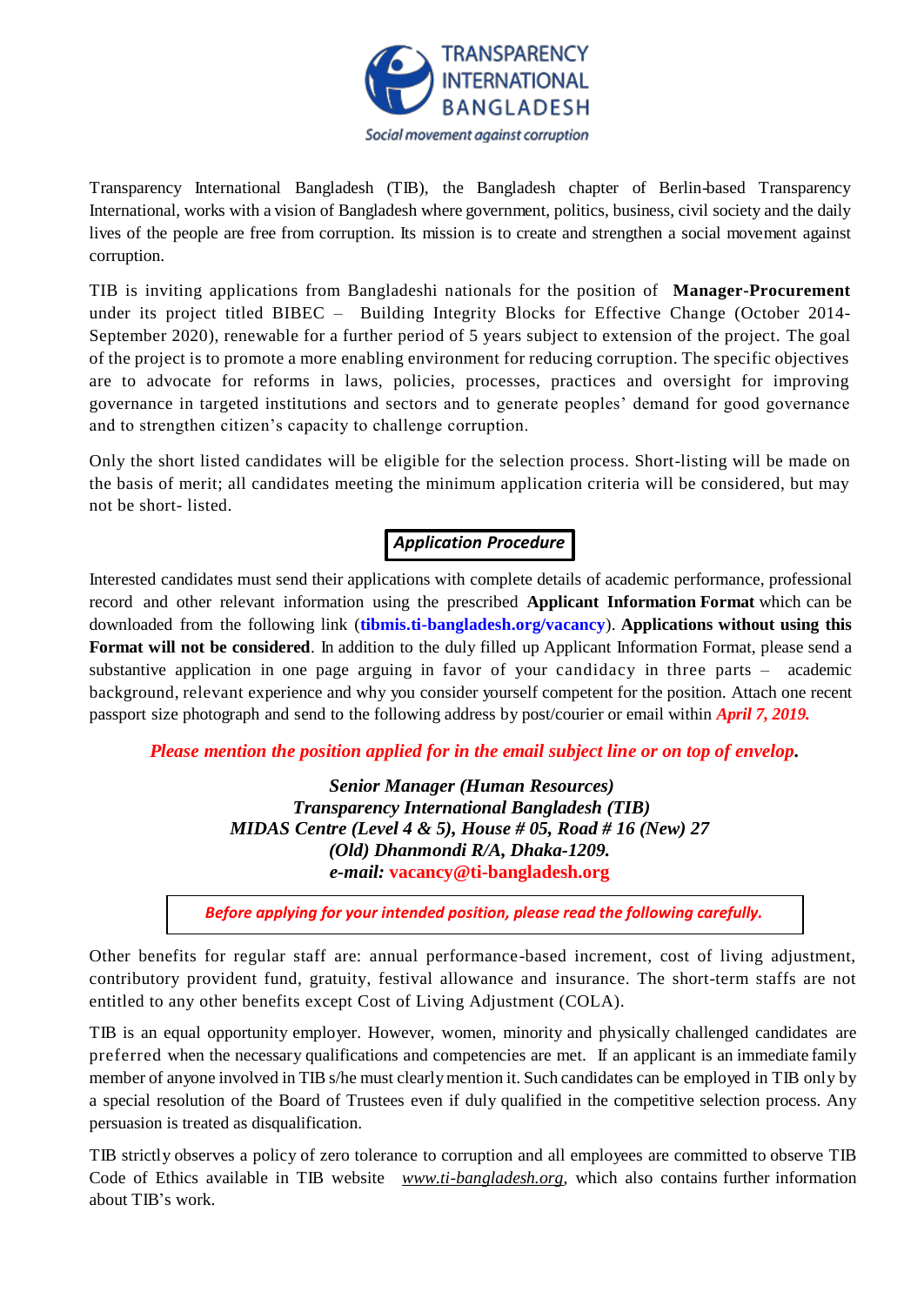TRANSPARENCY INTERNATIONAL BANGLADESH

*Social movement against corruption*

Transparency International Bangladesh (TIB), the Bangladesh chapter of Berlin-based Transparency International, works with a vision of Bangladesh where government, politics, business, civil society and the daily lives of the people are free from corruption. Its mission is to create and strengthen a social movement against corruption.

TIB is inviting applications from Bangladeshi nationals for the position of **Manager-Procurement** under its project titled BIBEC – Building Integrity Blocks for Effective Change (October 2014-September 2020), renewable for a further period of 5 years subject to extension of the project. The goal of the project is to promote a more enabling environment for reducing corruption. The specific objectives are to advocate for reforms in laws, policies, processes, practices and oversight for improving governance in targeted institutions and sectors and to generate peoples' demand for good governance and to strengthen citizen's capacity to challenge corruption.

Only the short listed candidates will be eligible for the selection process. Short-listing will be made on the basis of merit; all candidates meeting the minimum application criteria will be considered, but may not be short- listed.

## *Application Procedure*

Interested candidates must send their applications with complete details of academic performance, professional record and other relevant information using the prescribed **Applicant Information Format** which can be downloaded from the following link (**tibmis.ti-bangladesh.org/vacancy**). **Applications without using this Format will not be considered**. In addition to the duly filled up Applicant Information Format, please send a substantive application in one page arguing in favor of your candidacy in three parts – academic background, relevant experience and why you consider yourself competent for the position. Attach one recent passport size photograph and send to the following address by post/courier or email within ***April 7, 2019.***

***Please mention the position applied for in the email subject line or on top of envelop.***

***Senior Manager (Human Resources)***
***Transparency International Bangladesh (TIB)***
***MIDAS Centre (Level 4 & 5), House # 05, Road # 16 (New) 27***
***(Old) Dhanmondi R/A, Dhaka-1209.***
***e-mail:* vacancy@ti-bangladesh.org**

***Before applying for your intended position, please read the following carefully.***

Other benefits for regular staff are: annual performance-based increment, cost of living adjustment, contributory provident fund, gratuity, festival allowance and insurance. The short-term staffs are not entitled to any other benefits except Cost of Living Adjustment (COLA).

TIB is an equal opportunity employer. However, women, minority and physically challenged candidates are preferred when the necessary qualifications and competencies are met. If an applicant is an immediate family member of anyone involved in TIB s/he must clearly mention it. Such candidates can be employed in TIB only by a special resolution of the Board of Trustees even if duly qualified in the competitive selection process. Any persuasion is treated as disqualification.

TIB strictly observes a policy of zero tolerance to corruption and all employees are committed to observe TIB Code of Ethics available in TIB website *www.ti-bangladesh.org*, which also contains further information about TIB's work.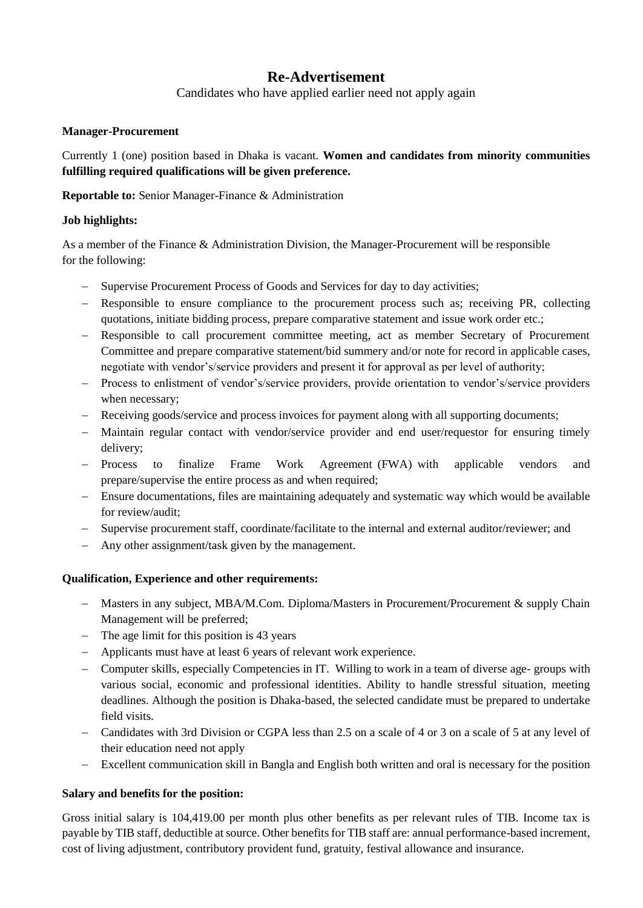# Re-Advertisement

Candidates who have applied earlier need not apply again

**Manager-Procurement**

Currently 1 (one) position based in Dhaka is vacant. **Women and candidates from minority communities fulfilling required qualifications will be given preference.**

**Reportable to:** Senior Manager-Finance & Administration

**Job highlights:**

As a member of the Finance & Administration Division, the Manager-Procurement will be responsible for the following:

- Supervise Procurement Process of Goods and Services for day to day activities;
- Responsible to ensure compliance to the procurement process such as; receiving PR, collecting quotations, initiate bidding process, prepare comparative statement and issue work order etc.;
- Responsible to call procurement committee meeting, act as member Secretary of Procurement Committee and prepare comparative statement/bid summery and/or note for record in applicable cases, negotiate with vendor's/service providers and present it for approval as per level of authority;
- Process to enlistment of vendor's/service providers, provide orientation to vendor's/service providers when necessary;
- Receiving goods/service and process invoices for payment along with all supporting documents;
- Maintain regular contact with vendor/service provider and end user/requestor for ensuring timely delivery;
- Process to finalize Frame Work Agreement (FWA) with applicable vendors and prepare/supervise the entire process as and when required;
- Ensure documentations, files are maintaining adequately and systematic way which would be available for review/audit;
- Supervise procurement staff, coordinate/facilitate to the internal and external auditor/reviewer; and
- Any other assignment/task given by the management.

**Qualification, Experience and other requirements:**

- Masters in any subject, MBA/M.Com. Diploma/Masters in Procurement/Procurement & supply Chain Management will be preferred;
- The age limit for this position is 43 years
- Applicants must have at least 6 years of relevant work experience.
- Computer skills, especially Competencies in IT. Willing to work in a team of diverse age- groups with various social, economic and professional identities. Ability to handle stressful situation, meeting deadlines. Although the position is Dhaka-based, the selected candidate must be prepared to undertake field visits.
- Candidates with 3rd Division or CGPA less than 2.5 on a scale of 4 or 3 on a scale of 5 at any level of their education need not apply
- Excellent communication skill in Bangla and English both written and oral is necessary for the position

**Salary and benefits for the position:**

Gross initial salary is 104,419.00 per month plus other benefits as per relevant rules of TIB. Income tax is payable by TIB staff, deductible at source. Other benefits for TIB staff are: annual performance-based increment, cost of living adjustment, contributory provident fund, gratuity, festival allowance and insurance.